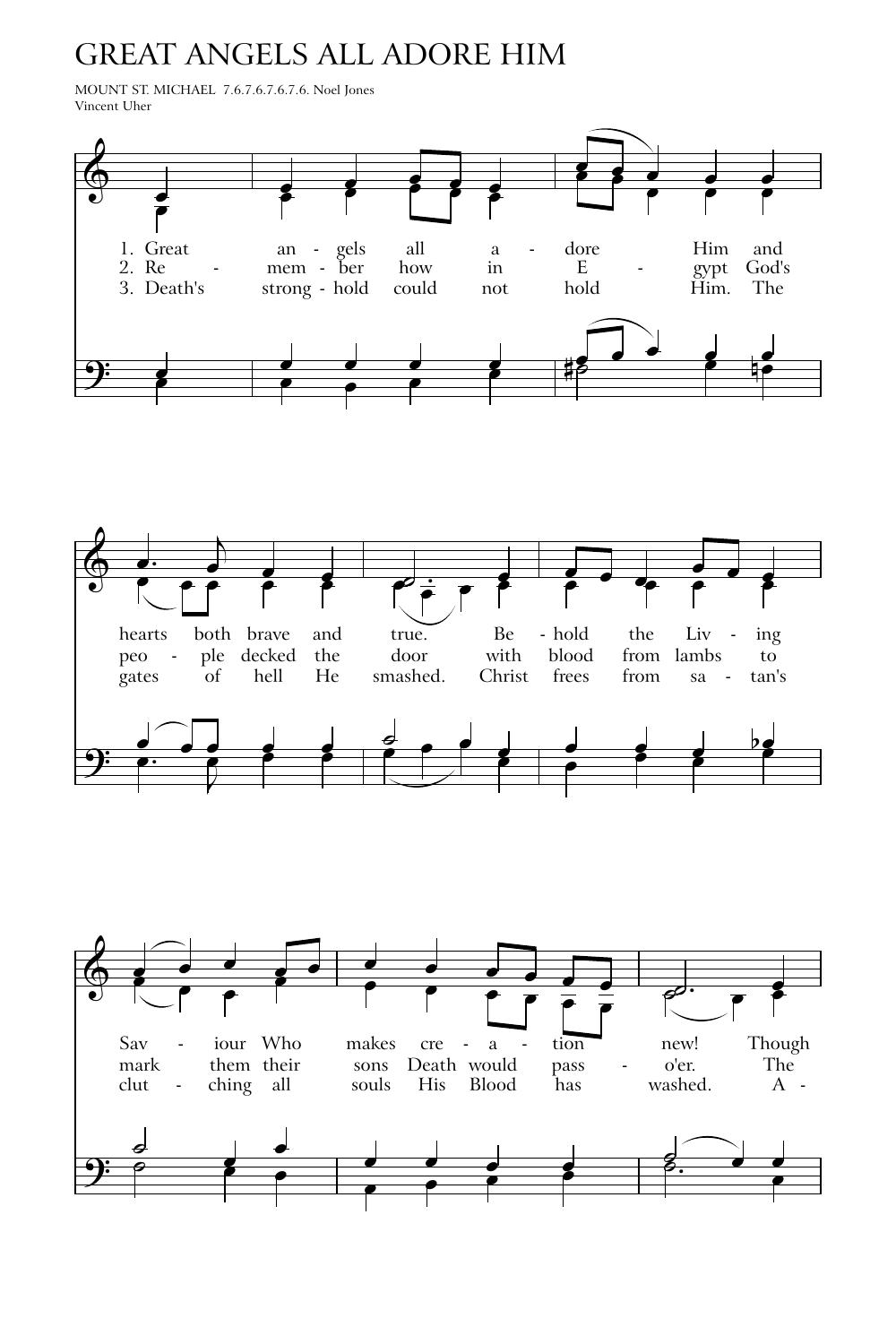# GREAT ANGELS ALL ADORE HIM

MOUNT ST. MICHAEL 7.6.7.6.7.6.7.6. Noel Jones
Vincent Uher

1. Great an - gels all a - dore Him and hearts both brave and true. Be - hold the Liv - ing Sav - iour Who makes cre - a - tion new! Though

2. Re - mem - ber how in E - gypt God's peo - ple decked the door with blood from lambs to mark them their sons Death would pass - o'er. The

3. Death's strong - hold could not hold Him. The gates of hell He smashed. Christ frees from sa - tan's clut - ching all souls His Blood has washed. A -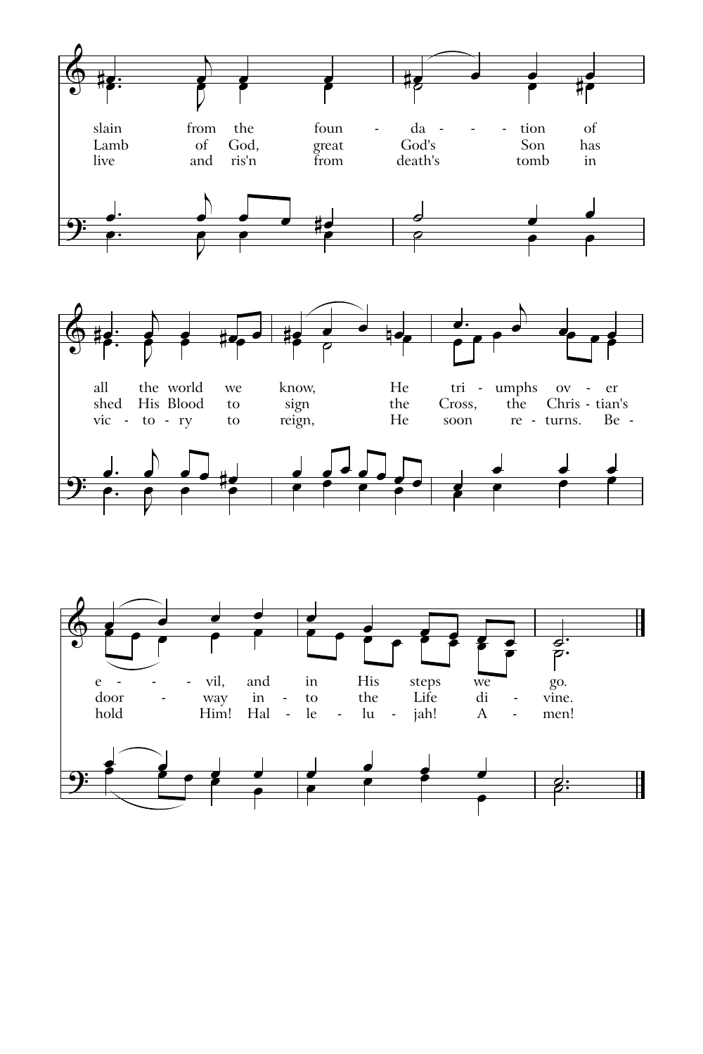slain from the foundation of all the world we know,
He triumphs over evil, and in His steps we go.

Lamb of God, great God's Son has shed His Blood to sign
the Cross, the Christian's doorway into the Life divine.

live and ris'n from death's tomb in victory to reign,
He soon returns. Behold Him! Hallelujah! Amen!